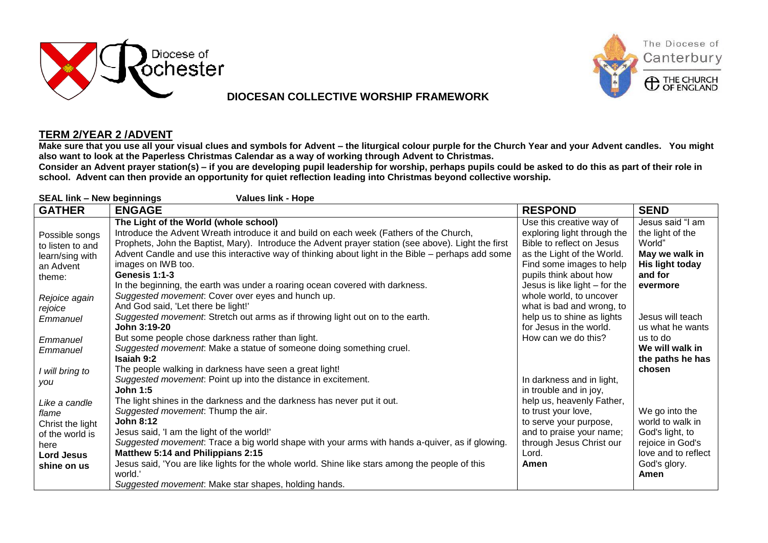Diocese of Rochester

The Diocese of Canterbury
THE CHURCH OF ENGLAND

# DIOCESAN COLLECTIVE WORSHIP FRAMEWORK

## TERM 2/YEAR 2 /ADVENT

**Make sure that you use all your visual clues and symbols for Advent – the liturgical colour purple for the Church Year and your Advent candles. You might also want to look at the Paperless Christmas Calendar as a way of working through Advent to Christmas.**

**Consider an Advent prayer station(s) – if you are developing pupil leadership for worship, perhaps pupils could be asked to do this as part of their role in school. Advent can then provide an opportunity for quiet reflection leading into Christmas beyond collective worship.**

**SEAL link – New beginnings** **Values link - Hope**

| GATHER | ENGAGE | RESPOND | SEND |
|---|---|---|---|
| Possible songs to listen to and learn/sing with an Advent theme:<br><br>*Rejoice again rejoice*<br>*Emmanuel*<br><br>*Emmanuel Emmanuel*<br><br>*I will bring to you*<br><br>*Like a candle flame*<br>Christ the light of the world is here<br>**Lord Jesus shine on us** | **The Light of the World (whole school)**<br>Introduce the Advent Wreath introduce it and build on each week (Fathers of the Church, Prophets, John the Baptist, Mary). Introduce the Advent prayer station (see above). Light the first Advent Candle and use this interactive way of thinking about light in the Bible – perhaps add some images on IWB too.<br>**Genesis 1:1-3**<br>In the beginning, the earth was under a roaring ocean covered with darkness.<br>*Suggested movement*: Cover over eyes and hunch up.<br>And God said, 'Let there be light!'<br>*Suggested movement*: Stretch out arms as if throwing light out on to the earth.<br>**John 3:19-20**<br>But some people chose darkness rather than light.<br>*Suggested movement*: Make a statue of someone doing something cruel.<br>**Isaiah 9:2**<br>The people walking in darkness have seen a great light!<br>*Suggested movement*: Point up into the distance in excitement.<br>**John 1:5**<br>The light shines in the darkness and the darkness has never put it out.<br>*Suggested movement*: Thump the air.<br>**John 8:12**<br>Jesus said, 'I am the light of the world!'<br>*Suggested movement*: Trace a big world shape with your arms with hands a-quiver, as if glowing.<br>**Matthew 5:14 and Philippians 2:15**<br>Jesus said, 'You are like lights for the whole world. Shine like stars among the people of this world.'<br>*Suggested movement*: Make star shapes, holding hands. | Use this creative way of exploring light through the Bible to reflect on Jesus as the Light of the World. Find some images to help pupils think about how Jesus is like light – for the whole world, to uncover what is bad and wrong, to help us to shine as lights for Jesus in the world. How can we do this?<br><br>In darkness and in light, in trouble and in joy, help us, heavenly Father, to trust your love, to serve your purpose, and to praise your name; through Jesus Christ our Lord.<br>**Amen** | Jesus said "I am the light of the World"<br>**May we walk in His light today and for evermore**<br><br>Jesus will teach us what he wants us to do<br>**We will walk in the paths he has chosen**<br><br>We go into the world to walk in God's light, to rejoice in God's love and to reflect God's glory.<br>**Amen** |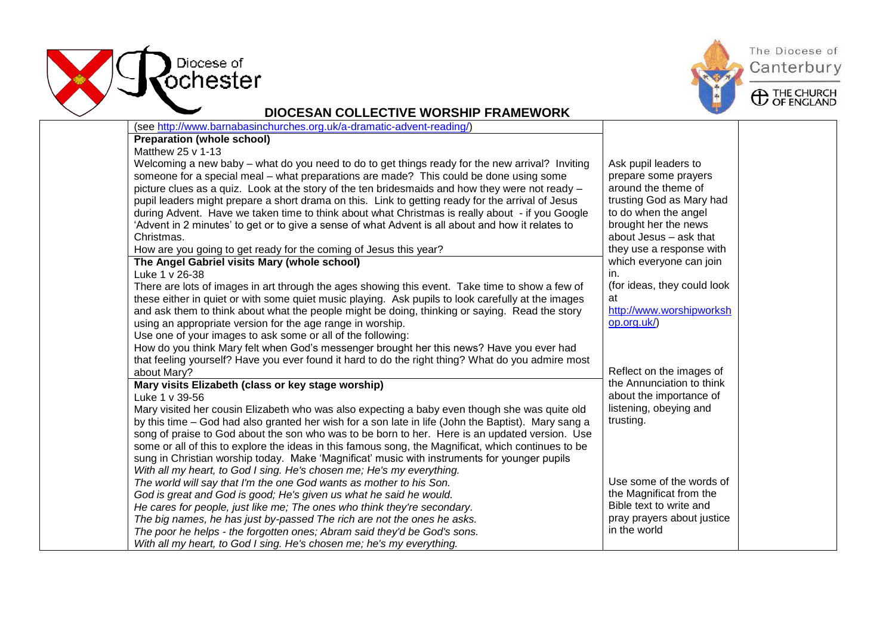## DIOCESAN COLLECTIVE WORSHIP FRAMEWORK

| | | | |
|---|---|---|---|
| | (see http://www.barnabasinchurches.org.uk/a-dramatic-advent-reading/) | | |
| | **Preparation (whole school)**<br>Matthew 25 v 1-13<br>Welcoming a new baby – what do you need to do to get things ready for the new arrival? Inviting someone for a special meal – what preparations are made? This could be done using some picture clues as a quiz. Look at the story of the ten bridesmaids and how they were not ready – pupil leaders might prepare a short drama on this. Link to getting ready for the arrival of Jesus during Advent. Have we taken time to think about what Christmas is really about - if you Google 'Advent in 2 minutes' to get or to give a sense of what Advent is all about and how it relates to Christmas.<br>How are you going to get ready for the coming of Jesus this year? | Ask pupil leaders to prepare some prayers around the theme of trusting God as Mary had to do when the angel brought her the news about Jesus – ask that they use a response with which everyone can join in.<br>(for ideas, they could look at http://www.worshipworkshop.org.uk/) | |
| | **The Angel Gabriel visits Mary (whole school)**<br>Luke 1 v 26-38<br>There are lots of images in art through the ages showing this event. Take time to show a few of these either in quiet or with some quiet music playing. Ask pupils to look carefully at the images and ask them to think about what the people might be doing, thinking or saying. Read the story using an appropriate version for the age range in worship.<br>Use one of your images to ask some or all of the following:<br>How do you think Mary felt when God's messenger brought her this news? Have you ever had that feeling yourself? Have you ever found it hard to do the right thing? What do you admire most about Mary? | Reflect on the images of the Annunciation to think about the importance of listening, obeying and trusting. | |
| | **Mary visits Elizabeth (class or key stage worship)**<br>Luke 1 v 39-56<br>Mary visited her cousin Elizabeth who was also expecting a baby even though she was quite old by this time – God had also granted her wish for a son late in life (John the Baptist). Mary sang a song of praise to God about the son who was to be born to her. Here is an updated version. Use some or all of this to explore the ideas in this famous song, the Magnificat, which continues to be sung in Christian worship today. Make 'Magnificat' music with instruments for younger pupils<br>*With all my heart, to God I sing. He's chosen me; He's my everything.*<br>*The world will say that I'm the one God wants as mother to his Son.*<br>*God is great and God is good; He's given us what he said he would.*<br>*He cares for people, just like me; The ones who think they're secondary.*<br>*The big names, he has just by-passed The rich are not the ones he asks.*<br>*The poor he helps - the forgotten ones; Abram said they'd be God's sons.*<br>*With all my heart, to God I sing. He's chosen me; he's my everything.* | Use some of the words of the Magnificat from the Bible text to write and pray prayers about justice in the world | |